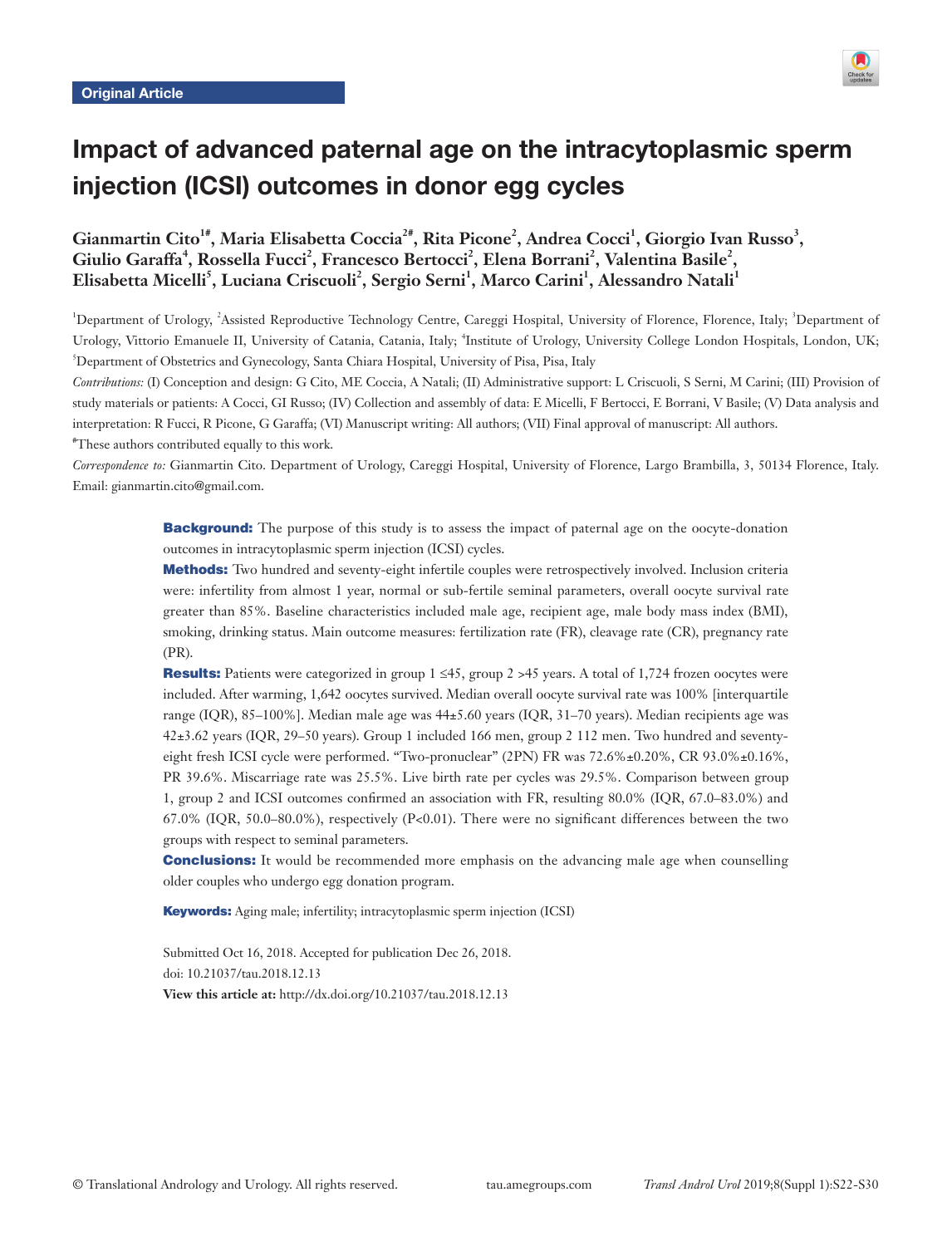Original Article

# Impact of advanced paternal age on the intracytoplasmic sperm injection (ICSI) outcomes in donor egg cycles

**Gianmartin Cito[1#], Maria Elisabetta Coccia[2#], Rita Picone[2], Andrea Cocci[1], Giorgio Ivan Russo[3], Giulio Garaffa[4], Rossella Fucci[2], Francesco Bertocci[2], Elena Borrani[2], Valentina Basile[2], Elisabetta Micelli[5], Luciana Criscuoli[2], Sergio Serni[1], Marco Carini[1], Alessandro Natali[1]**

[1]Department of Urology, [2]Assisted Reproductive Technology Centre, Careggi Hospital, University of Florence, Florence, Italy; [3]Department of Urology, Vittorio Emanuele II, University of Catania, Catania, Italy; [4]Institute of Urology, University College London Hospitals, London, UK; [5]Department of Obstetrics and Gynecology, Santa Chiara Hospital, University of Pisa, Pisa, Italy

*Contributions:* (I) Conception and design: G Cito, ME Coccia, A Natali; (II) Administrative support: L Criscuoli, S Serni, M Carini; (III) Provision of study materials or patients: A Cocci, GI Russo; (IV) Collection and assembly of data: E Micelli, F Bertocci, E Borrani, V Basile; (V) Data analysis and interpretation: R Fucci, R Picone, G Garaffa; (VI) Manuscript writing: All authors; (VII) Final approval of manuscript: All authors.

[#]These authors contributed equally to this work.

*Correspondence to:* Gianmartin Cito. Department of Urology, Careggi Hospital, University of Florence, Largo Brambilla, 3, 50134 Florence, Italy. Email: gianmartin.cito@gmail.com.

**Background:** The purpose of this study is to assess the impact of paternal age on the oocyte-donation outcomes in intracytoplasmic sperm injection (ICSI) cycles.

**Methods:** Two hundred and seventy-eight infertile couples were retrospectively involved. Inclusion criteria were: infertility from almost 1 year, normal or sub-fertile seminal parameters, overall oocyte survival rate greater than 85%. Baseline characteristics included male age, recipient age, male body mass index (BMI), smoking, drinking status. Main outcome measures: fertilization rate (FR), cleavage rate (CR), pregnancy rate (PR).

**Results:** Patients were categorized in group 1 ≤45, group 2 >45 years. A total of 1,724 frozen oocytes were included. After warming, 1,642 oocytes survived. Median overall oocyte survival rate was 100% [interquartile range (IQR), 85–100%]. Median male age was 44±5.60 years (IQR, 31–70 years). Median recipients age was 42±3.62 years (IQR, 29–50 years). Group 1 included 166 men, group 2 112 men. Two hundred and seventy-eight fresh ICSI cycle were performed. "Two-pronuclear" (2PN) FR was 72.6%±0.20%, CR 93.0%±0.16%, PR 39.6%. Miscarriage rate was 25.5%. Live birth rate per cycles was 29.5%. Comparison between group 1, group 2 and ICSI outcomes confirmed an association with FR, resulting 80.0% (IQR, 67.0–83.0%) and 67.0% (IQR, 50.0–80.0%), respectively (P<0.01). There were no significant differences between the two groups with respect to seminal parameters.

**Conclusions:** It would be recommended more emphasis on the advancing male age when counselling older couples who undergo egg donation program.

**Keywords:** Aging male; infertility; intracytoplasmic sperm injection (ICSI)

Submitted Oct 16, 2018. Accepted for publication Dec 26, 2018.
doi: 10.21037/tau.2018.12.13
**View this article at:** http://dx.doi.org/10.21037/tau.2018.12.13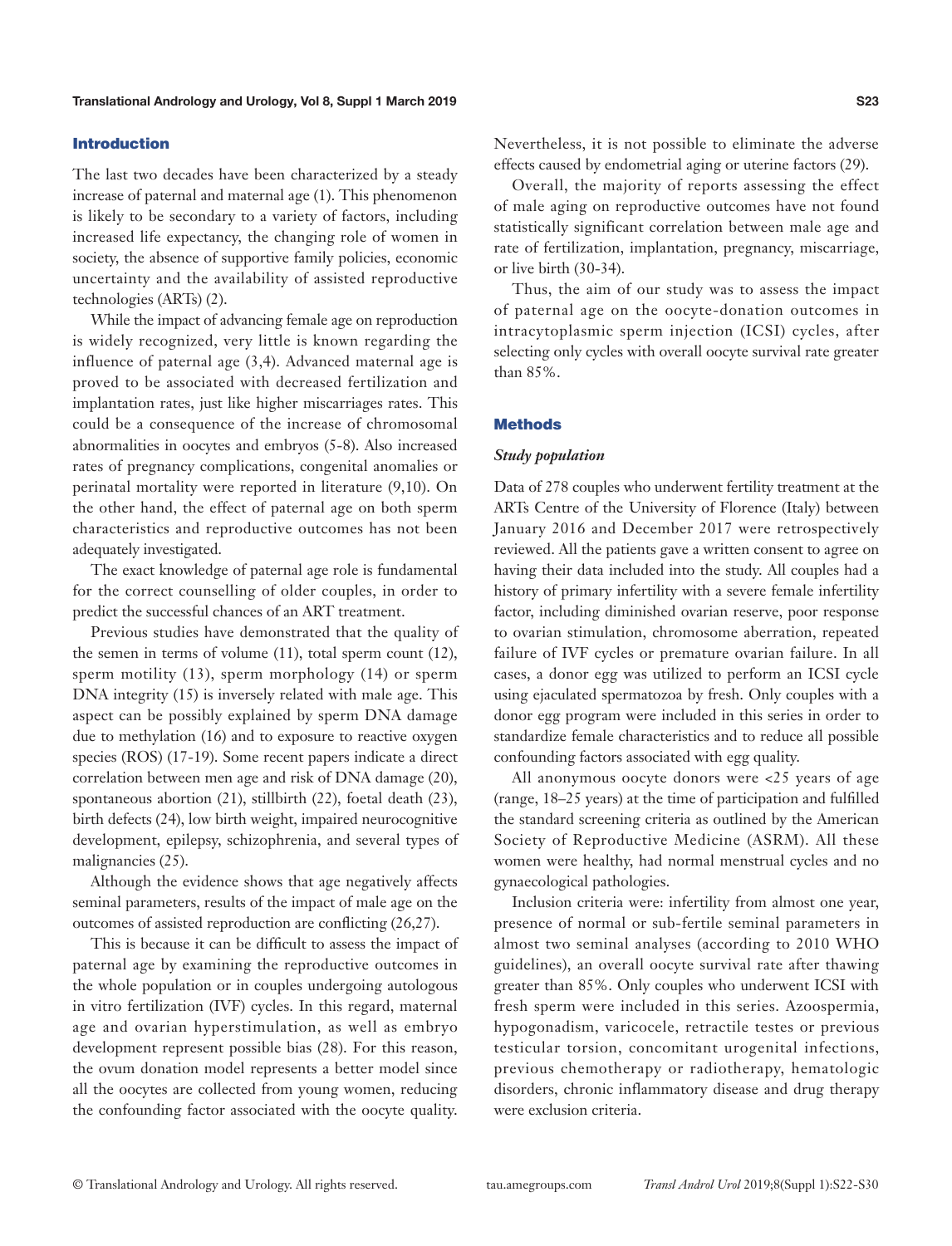## Introduction

The last two decades have been characterized by a steady increase of paternal and maternal age (1). This phenomenon is likely to be secondary to a variety of factors, including increased life expectancy, the changing role of women in society, the absence of supportive family policies, economic uncertainty and the availability of assisted reproductive technologies (ARTs) (2).

While the impact of advancing female age on reproduction is widely recognized, very little is known regarding the influence of paternal age (3,4). Advanced maternal age is proved to be associated with decreased fertilization and implantation rates, just like higher miscarriages rates. This could be a consequence of the increase of chromosomal abnormalities in oocytes and embryos (5-8). Also increased rates of pregnancy complications, congenital anomalies or perinatal mortality were reported in literature (9,10). On the other hand, the effect of paternal age on both sperm characteristics and reproductive outcomes has not been adequately investigated.

The exact knowledge of paternal age role is fundamental for the correct counselling of older couples, in order to predict the successful chances of an ART treatment.

Previous studies have demonstrated that the quality of the semen in terms of volume (11), total sperm count (12), sperm motility (13), sperm morphology (14) or sperm DNA integrity (15) is inversely related with male age. This aspect can be possibly explained by sperm DNA damage due to methylation (16) and to exposure to reactive oxygen species (ROS) (17-19). Some recent papers indicate a direct correlation between men age and risk of DNA damage (20), spontaneous abortion (21), stillbirth (22), foetal death (23), birth defects (24), low birth weight, impaired neurocognitive development, epilepsy, schizophrenia, and several types of malignancies (25).

Although the evidence shows that age negatively affects seminal parameters, results of the impact of male age on the outcomes of assisted reproduction are conflicting (26,27).

This is because it can be difficult to assess the impact of paternal age by examining the reproductive outcomes in the whole population or in couples undergoing autologous in vitro fertilization (IVF) cycles. In this regard, maternal age and ovarian hyperstimulation, as well as embryo development represent possible bias (28). For this reason, the ovum donation model represents a better model since all the oocytes are collected from young women, reducing the confounding factor associated with the oocyte quality. Nevertheless, it is not possible to eliminate the adverse effects caused by endometrial aging or uterine factors (29).

Overall, the majority of reports assessing the effect of male aging on reproductive outcomes have not found statistically significant correlation between male age and rate of fertilization, implantation, pregnancy, miscarriage, or live birth (30-34).

Thus, the aim of our study was to assess the impact of paternal age on the oocyte-donation outcomes in intracytoplasmic sperm injection (ICSI) cycles, after selecting only cycles with overall oocyte survival rate greater than 85%.

## Methods

### *Study population*

Data of 278 couples who underwent fertility treatment at the ARTs Centre of the University of Florence (Italy) between January 2016 and December 2017 were retrospectively reviewed. All the patients gave a written consent to agree on having their data included into the study. All couples had a history of primary infertility with a severe female infertility factor, including diminished ovarian reserve, poor response to ovarian stimulation, chromosome aberration, repeated failure of IVF cycles or premature ovarian failure. In all cases, a donor egg was utilized to perform an ICSI cycle using ejaculated spermatozoa by fresh. Only couples with a donor egg program were included in this series in order to standardize female characteristics and to reduce all possible confounding factors associated with egg quality.

All anonymous oocyte donors were <25 years of age (range, 18–25 years) at the time of participation and fulfilled the standard screening criteria as outlined by the American Society of Reproductive Medicine (ASRM). All these women were healthy, had normal menstrual cycles and no gynaecological pathologies.

Inclusion criteria were: infertility from almost one year, presence of normal or sub-fertile seminal parameters in almost two seminal analyses (according to 2010 WHO guidelines), an overall oocyte survival rate after thawing greater than 85%. Only couples who underwent ICSI with fresh sperm were included in this series. Azoospermia, hypogonadism, varicocele, retractile testes or previous testicular torsion, concomitant urogenital infections, previous chemotherapy or radiotherapy, hematologic disorders, chronic inflammatory disease and drug therapy were exclusion criteria.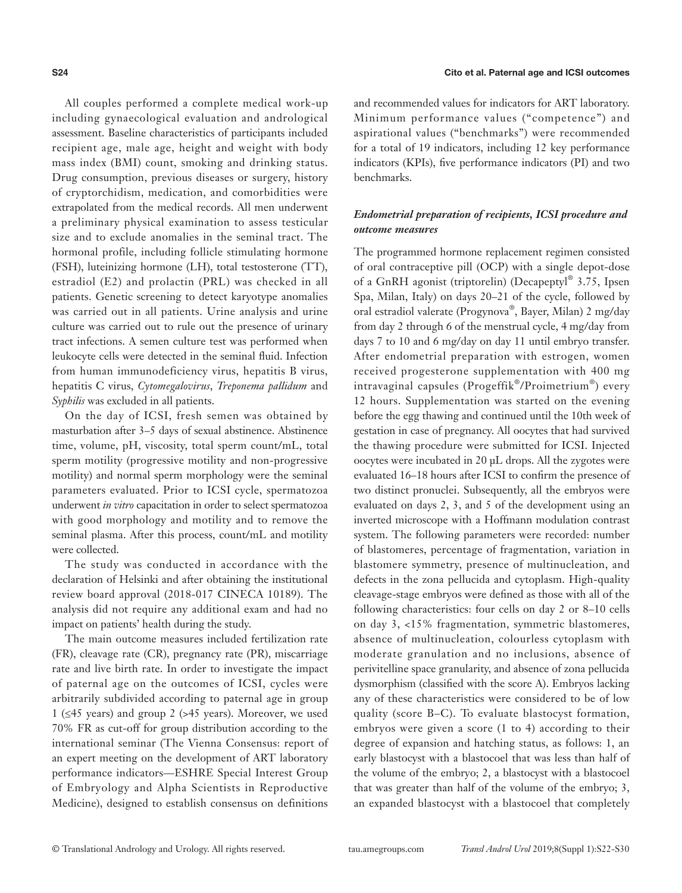All couples performed a complete medical work-up including gynaecological evaluation and andrological assessment. Baseline characteristics of participants included recipient age, male age, height and weight with body mass index (BMI) count, smoking and drinking status. Drug consumption, previous diseases or surgery, history of cryptorchidism, medication, and comorbidities were extrapolated from the medical records. All men underwent a preliminary physical examination to assess testicular size and to exclude anomalies in the seminal tract. The hormonal profile, including follicle stimulating hormone (FSH), luteinizing hormone (LH), total testosterone (TT), estradiol (E2) and prolactin (PRL) was checked in all patients. Genetic screening to detect karyotype anomalies was carried out in all patients. Urine analysis and urine culture was carried out to rule out the presence of urinary tract infections. A semen culture test was performed when leukocyte cells were detected in the seminal fluid. Infection from human immunodeficiency virus, hepatitis B virus, hepatitis C virus, *Cytomegalovirus*, *Treponema pallidum* and *Syphilis* was excluded in all patients.

On the day of ICSI, fresh semen was obtained by masturbation after 3–5 days of sexual abstinence. Abstinence time, volume, pH, viscosity, total sperm count/mL, total sperm motility (progressive motility and non-progressive motility) and normal sperm morphology were the seminal parameters evaluated. Prior to ICSI cycle, spermatozoa underwent *in vitro* capacitation in order to select spermatozoa with good morphology and motility and to remove the seminal plasma. After this process, count/mL and motility were collected.

The study was conducted in accordance with the declaration of Helsinki and after obtaining the institutional review board approval (2018-017 CINECA 10189). The analysis did not require any additional exam and had no impact on patients' health during the study.

The main outcome measures included fertilization rate (FR), cleavage rate (CR), pregnancy rate (PR), miscarriage rate and live birth rate. In order to investigate the impact of paternal age on the outcomes of ICSI, cycles were arbitrarily subdivided according to paternal age in group 1 (≤45 years) and group 2 (>45 years). Moreover, we used 70% FR as cut-off for group distribution according to the international seminar (The Vienna Consensus: report of an expert meeting on the development of ART laboratory performance indicators—ESHRE Special Interest Group of Embryology and Alpha Scientists in Reproductive Medicine), designed to establish consensus on definitions and recommended values for indicators for ART laboratory. Minimum performance values ("competence") and aspirational values ("benchmarks") were recommended for a total of 19 indicators, including 12 key performance indicators (KPIs), five performance indicators (PI) and two benchmarks.

### *Endometrial preparation of recipients, ICSI procedure and outcome measures*

The programmed hormone replacement regimen consisted of oral contraceptive pill (OCP) with a single depot-dose of a GnRH agonist (triptorelin) (Decapeptyl® 3.75, Ipsen Spa, Milan, Italy) on days 20–21 of the cycle, followed by oral estradiol valerate (Progynova®, Bayer, Milan) 2 mg/day from day 2 through 6 of the menstrual cycle, 4 mg/day from days 7 to 10 and 6 mg/day on day 11 until embryo transfer. After endometrial preparation with estrogen, women received progesterone supplementation with 400 mg intravaginal capsules (Progeffik®/Proimetrium®) every 12 hours. Supplementation was started on the evening before the egg thawing and continued until the 10th week of gestation in case of pregnancy. All oocytes that had survived the thawing procedure were submitted for ICSI. Injected oocytes were incubated in 20 µL drops. All the zygotes were evaluated 16–18 hours after ICSI to confirm the presence of two distinct pronuclei. Subsequently, all the embryos were evaluated on days 2, 3, and 5 of the development using an inverted microscope with a Hoffmann modulation contrast system. The following parameters were recorded: number of blastomeres, percentage of fragmentation, variation in blastomere symmetry, presence of multinucleation, and defects in the zona pellucida and cytoplasm. High-quality cleavage-stage embryos were defined as those with all of the following characteristics: four cells on day 2 or 8–10 cells on day 3, <15% fragmentation, symmetric blastomeres, absence of multinucleation, colourless cytoplasm with moderate granulation and no inclusions, absence of perivitelline space granularity, and absence of zona pellucida dysmorphism (classified with the score A). Embryos lacking any of these characteristics were considered to be of low quality (score B–C). To evaluate blastocyst formation, embryos were given a score (1 to 4) according to their degree of expansion and hatching status, as follows: 1, an early blastocyst with a blastocoel that was less than half of the volume of the embryo; 2, a blastocyst with a blastocoel that was greater than half of the volume of the embryo; 3, an expanded blastocyst with a blastocoel that completely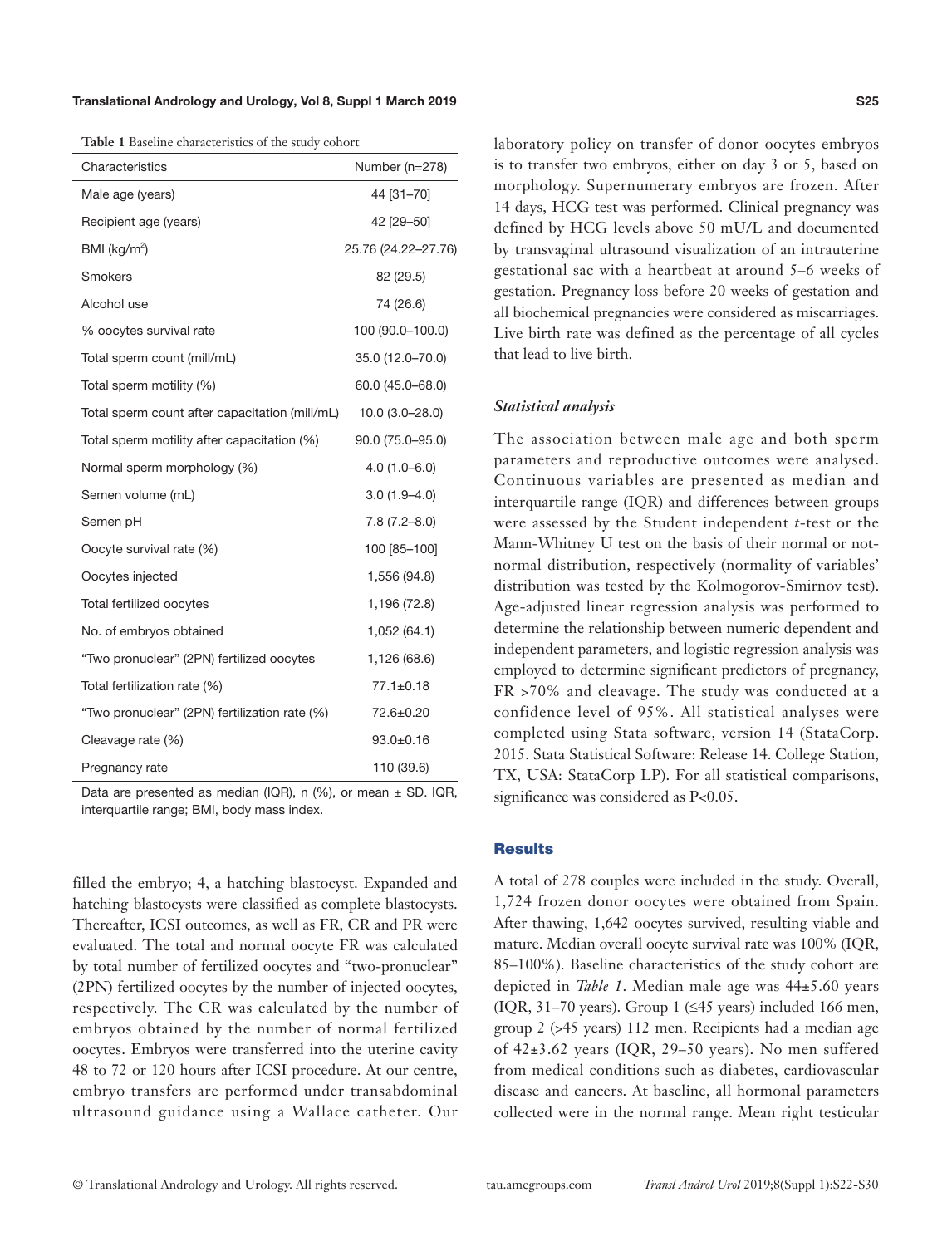**Table 1** Baseline characteristics of the study cohort

| Characteristics | Number (n=278) |
|---|---|
| Male age (years) | 44 [31–70] |
| Recipient age (years) | 42 [29–50] |
| BMI (kg/m$^2$) | 25.76 (24.22–27.76) |
| Smokers | 82 (29.5) |
| Alcohol use | 74 (26.6) |
| % oocytes survival rate | 100 (90.0–100.0) |
| Total sperm count (mill/mL) | 35.0 (12.0–70.0) |
| Total sperm motility (%) | 60.0 (45.0–68.0) |
| Total sperm count after capacitation (mill/mL) | 10.0 (3.0–28.0) |
| Total sperm motility after capacitation (%) | 90.0 (75.0–95.0) |
| Normal sperm morphology (%) | 4.0 (1.0–6.0) |
| Semen volume (mL) | 3.0 (1.9–4.0) |
| Semen pH | 7.8 (7.2–8.0) |
| Oocyte survival rate (%) | 100 [85–100] |
| Oocytes injected | 1,556 (94.8) |
| Total fertilized oocytes | 1,196 (72.8) |
| No. of embryos obtained | 1,052 (64.1) |
| "Two pronuclear" (2PN) fertilized oocytes | 1,126 (68.6) |
| Total fertilization rate (%) | 77.1±0.18 |
| "Two pronuclear" (2PN) fertilization rate (%) | 72.6±0.20 |
| Cleavage rate (%) | 93.0±0.16 |
| Pregnancy rate | 110 (39.6) |

Data are presented as median (IQR), n (%), or mean ± SD. IQR, interquartile range; BMI, body mass index.

filled the embryo; 4, a hatching blastocyst. Expanded and hatching blastocysts were classified as complete blastocysts. Thereafter, ICSI outcomes, as well as FR, CR and PR were evaluated. The total and normal oocyte FR was calculated by total number of fertilized oocytes and "two-pronuclear" (2PN) fertilized oocytes by the number of injected oocytes, respectively. The CR was calculated by the number of embryos obtained by the number of normal fertilized oocytes. Embryos were transferred into the uterine cavity 48 to 72 or 120 hours after ICSI procedure. At our centre, embryo transfers are performed under transabdominal ultrasound guidance using a Wallace catheter. Our laboratory policy on transfer of donor oocytes embryos is to transfer two embryos, either on day 3 or 5, based on morphology. Supernumerary embryos are frozen. After 14 days, HCG test was performed. Clinical pregnancy was defined by HCG levels above 50 mU/L and documented by transvaginal ultrasound visualization of an intrauterine gestational sac with a heartbeat at around 5–6 weeks of gestation. Pregnancy loss before 20 weeks of gestation and all biochemical pregnancies were considered as miscarriages. Live birth rate was defined as the percentage of all cycles that lead to live birth.

### *Statistical analysis*

The association between male age and both sperm parameters and reproductive outcomes were analysed. Continuous variables are presented as median and interquartile range (IQR) and differences between groups were assessed by the Student independent *t*-test or the Mann-Whitney U test on the basis of their normal or not-normal distribution, respectively (normality of variables' distribution was tested by the Kolmogorov-Smirnov test). Age-adjusted linear regression analysis was performed to determine the relationship between numeric dependent and independent parameters, and logistic regression analysis was employed to determine significant predictors of pregnancy, FR >70% and cleavage. The study was conducted at a confidence level of 95%. All statistical analyses were completed using Stata software, version 14 (StataCorp. 2015. Stata Statistical Software: Release 14. College Station, TX, USA: StataCorp LP). For all statistical comparisons, significance was considered as P<0.05.

## Results

A total of 278 couples were included in the study. Overall, 1,724 frozen donor oocytes were obtained from Spain. After thawing, 1,642 oocytes survived, resulting viable and mature. Median overall oocyte survival rate was 100% (IQR, 85–100%). Baseline characteristics of the study cohort are depicted in *Table 1*. Median male age was 44±5.60 years (IQR, 31–70 years). Group 1 (≤45 years) included 166 men, group 2 (>45 years) 112 men. Recipients had a median age of 42±3.62 years (IQR, 29–50 years). No men suffered from medical conditions such as diabetes, cardiovascular disease and cancers. At baseline, all hormonal parameters collected were in the normal range. Mean right testicular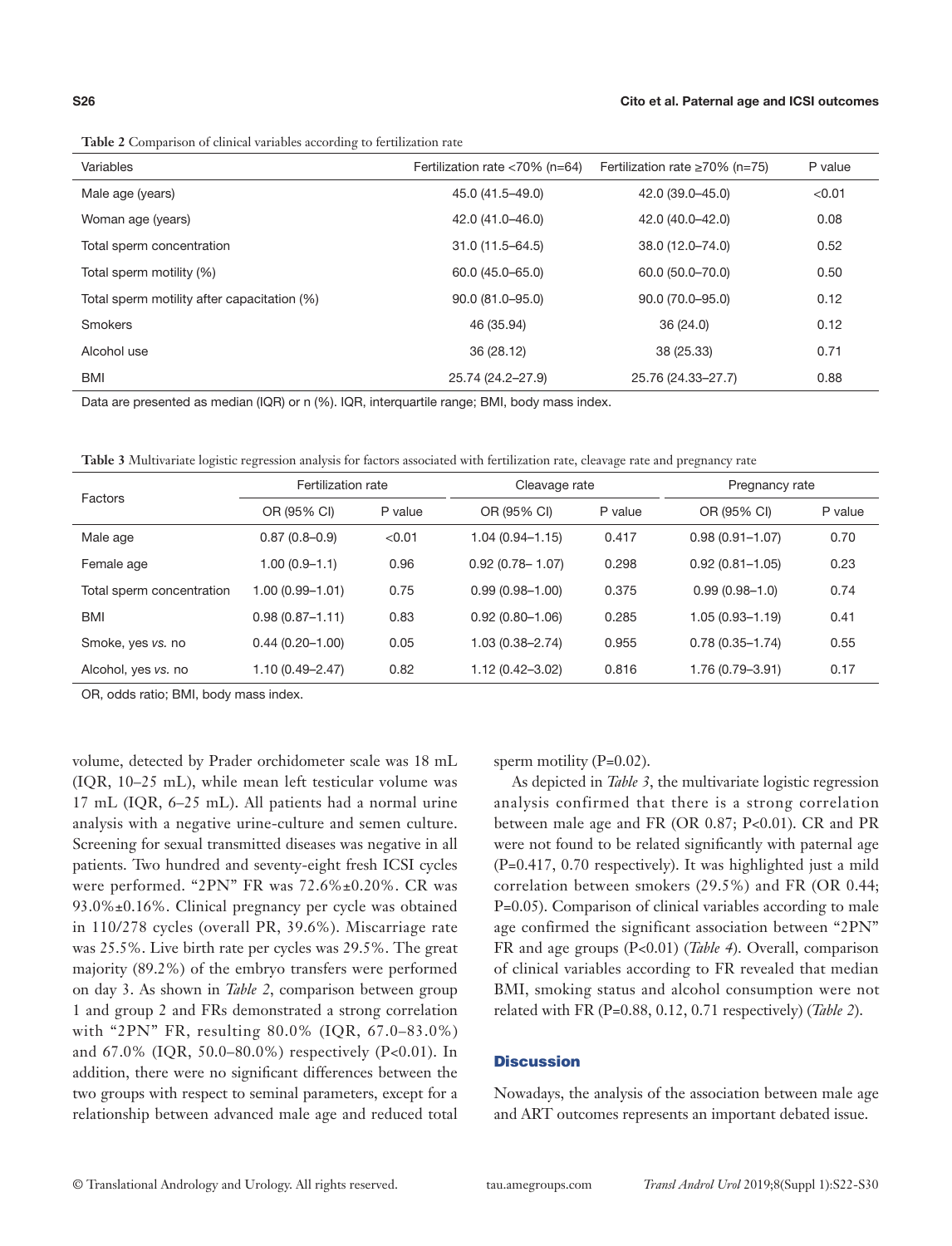Table 2 Comparison of clinical variables according to fertilization rate

| Variables | Fertilization rate <70% (n=64) | Fertilization rate ≥70% (n=75) | P value |
|---|---|---|---|
| Male age (years) | 45.0 (41.5–49.0) | 42.0 (39.0–45.0) | <0.01 |
| Woman age (years) | 42.0 (41.0–46.0) | 42.0 (40.0–42.0) | 0.08 |
| Total sperm concentration | 31.0 (11.5–64.5) | 38.0 (12.0–74.0) | 0.52 |
| Total sperm motility (%) | 60.0 (45.0–65.0) | 60.0 (50.0–70.0) | 0.50 |
| Total sperm motility after capacitation (%) | 90.0 (81.0–95.0) | 90.0 (70.0–95.0) | 0.12 |
| Smokers | 46 (35.94) | 36 (24.0) | 0.12 |
| Alcohol use | 36 (28.12) | 38 (25.33) | 0.71 |
| BMI | 25.74 (24.2–27.9) | 25.76 (24.33–27.7) | 0.88 |

Data are presented as median (IQR) or n (%). IQR, interquartile range; BMI, body mass index.

Table 3 Multivariate logistic regression analysis for factors associated with fertilization rate, cleavage rate and pregnancy rate

| Factors | Fertilization rate | | Cleavage rate | | Pregnancy rate | |
|---|---|---|---|---|---|---|
| | OR (95% CI) | P value | OR (95% CI) | P value | OR (95% CI) | P value |
| Male age | 0.87 (0.8–0.9) | <0.01 | 1.04 (0.94–1.15) | 0.417 | 0.98 (0.91–1.07) | 0.70 |
| Female age | 1.00 (0.9–1.1) | 0.96 | 0.92 (0.78– 1.07) | 0.298 | 0.92 (0.81–1.05) | 0.23 |
| Total sperm concentration | 1.00 (0.99–1.01) | 0.75 | 0.99 (0.98–1.00) | 0.375 | 0.99 (0.98–1.0) | 0.74 |
| BMI | 0.98 (0.87–1.11) | 0.83 | 0.92 (0.80–1.06) | 0.285 | 1.05 (0.93–1.19) | 0.41 |
| Smoke, yes *vs.* no | 0.44 (0.20–1.00) | 0.05 | 1.03 (0.38–2.74) | 0.955 | 0.78 (0.35–1.74) | 0.55 |
| Alcohol, yes *vs.* no | 1.10 (0.49–2.47) | 0.82 | 1.12 (0.42–3.02) | 0.816 | 1.76 (0.79–3.91) | 0.17 |

OR, odds ratio; BMI, body mass index.

volume, detected by Prader orchidometer scale was 18 mL (IQR, 10–25 mL), while mean left testicular volume was 17 mL (IQR, 6–25 mL). All patients had a normal urine analysis with a negative urine-culture and semen culture. Screening for sexual transmitted diseases was negative in all patients. Two hundred and seventy-eight fresh ICSI cycles were performed. "2PN" FR was 72.6%±0.20%. CR was 93.0%±0.16%. Clinical pregnancy per cycle was obtained in 110/278 cycles (overall PR, 39.6%). Miscarriage rate was 25.5%. Live birth rate per cycles was 29.5%. The great majority (89.2%) of the embryo transfers were performed on day 3. As shown in *Table 2*, comparison between group 1 and group 2 and FRs demonstrated a strong correlation with "2PN" FR, resulting 80.0% (IQR, 67.0–83.0%) and 67.0% (IQR, 50.0–80.0%) respectively (P<0.01). In addition, there were no significant differences between the two groups with respect to seminal parameters, except for a relationship between advanced male age and reduced total sperm motility (P=0.02).

As depicted in *Table 3*, the multivariate logistic regression analysis confirmed that there is a strong correlation between male age and FR (OR 0.87; P<0.01). CR and PR were not found to be related significantly with paternal age (P=0.417, 0.70 respectively). It was highlighted just a mild correlation between smokers (29.5%) and FR (OR 0.44; P=0.05). Comparison of clinical variables according to male age confirmed the significant association between "2PN" FR and age groups (P<0.01) (*Table 4*). Overall, comparison of clinical variables according to FR revealed that median BMI, smoking status and alcohol consumption were not related with FR (P=0.88, 0.12, 0.71 respectively) (*Table 2*).

## Discussion

Nowadays, the analysis of the association between male age and ART outcomes represents an important debated issue.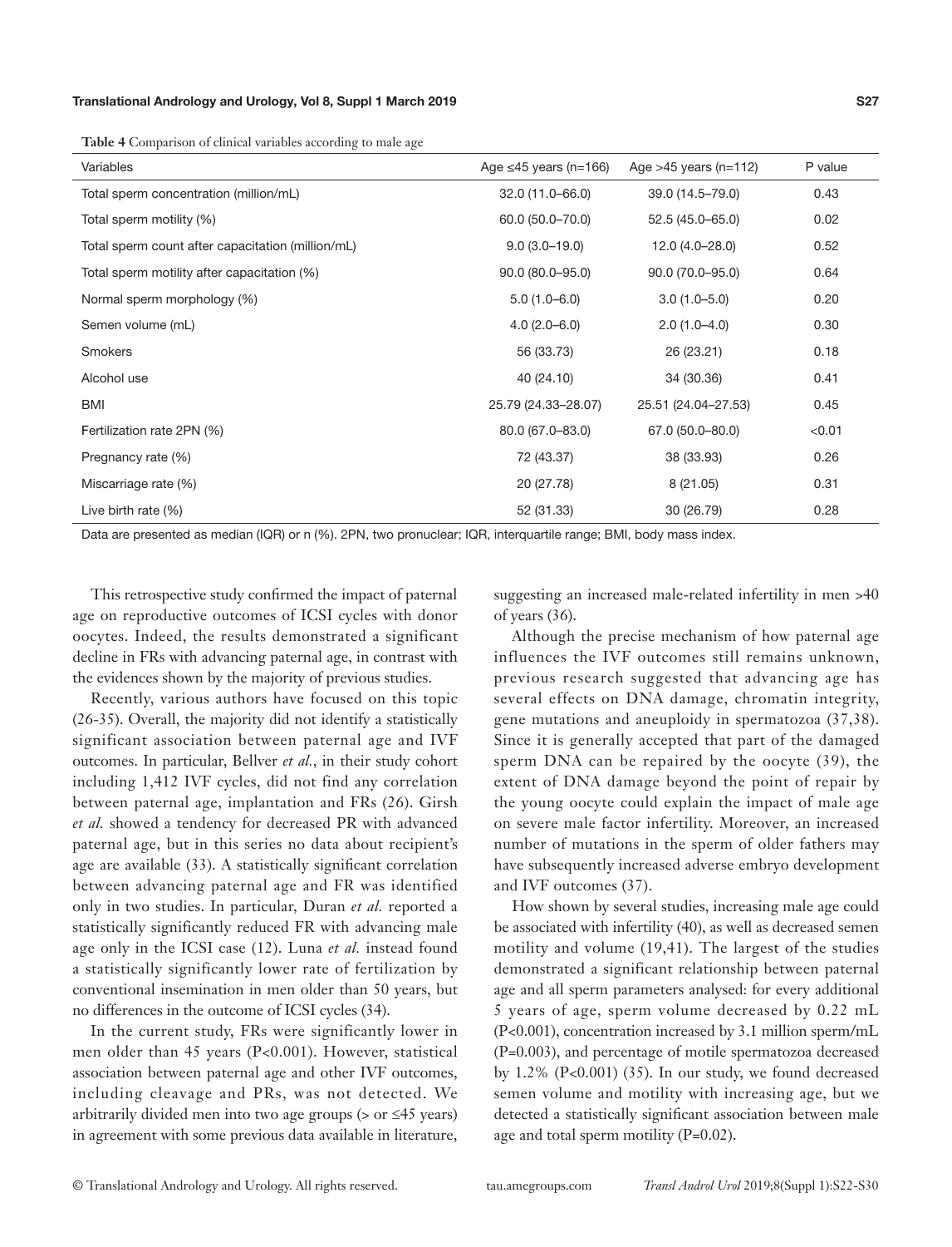**Table 4** Comparison of clinical variables according to male age

| Variables | Age ≤45 years (n=166) | Age >45 years (n=112) | P value |
|---|---|---|---|
| Total sperm concentration (million/mL) | 32.0 (11.0–66.0) | 39.0 (14.5–79.0) | 0.43 |
| Total sperm motility (%) | 60.0 (50.0–70.0) | 52.5 (45.0–65.0) | 0.02 |
| Total sperm count after capacitation (million/mL) | 9.0 (3.0–19.0) | 12.0 (4.0–28.0) | 0.52 |
| Total sperm motility after capacitation (%) | 90.0 (80.0–95.0) | 90.0 (70.0–95.0) | 0.64 |
| Normal sperm morphology (%) | 5.0 (1.0–6.0) | 3.0 (1.0–5.0) | 0.20 |
| Semen volume (mL) | 4.0 (2.0–6.0) | 2.0 (1.0–4.0) | 0.30 |
| Smokers | 56 (33.73) | 26 (23.21) | 0.18 |
| Alcohol use | 40 (24.10) | 34 (30.36) | 0.41 |
| BMI | 25.79 (24.33–28.07) | 25.51 (24.04–27.53) | 0.45 |
| Fertilization rate 2PN (%) | 80.0 (67.0–83.0) | 67.0 (50.0–80.0) | <0.01 |
| Pregnancy rate (%) | 72 (43.37) | 38 (33.93) | 0.26 |
| Miscarriage rate (%) | 20 (27.78) | 8 (21.05) | 0.31 |
| Live birth rate (%) | 52 (31.33) | 30 (26.79) | 0.28 |

Data are presented as median (IQR) or n (%). 2PN, two pronuclear; IQR, interquartile range; BMI, body mass index.

This retrospective study confirmed the impact of paternal age on reproductive outcomes of ICSI cycles with donor oocytes. Indeed, the results demonstrated a significant decline in FRs with advancing paternal age, in contrast with the evidences shown by the majority of previous studies.

Recently, various authors have focused on this topic (26-35). Overall, the majority did not identify a statistically significant association between paternal age and IVF outcomes. In particular, Bellver *et al.*, in their study cohort including 1,412 IVF cycles, did not find any correlation between paternal age, implantation and FRs (26). Girsh *et al.* showed a tendency for decreased PR with advanced paternal age, but in this series no data about recipient's age are available (33). A statistically significant correlation between advancing paternal age and FR was identified only in two studies. In particular, Duran *et al.* reported a statistically significantly reduced FR with advancing male age only in the ICSI case (12). Luna *et al.* instead found a statistically significantly lower rate of fertilization by conventional insemination in men older than 50 years, but no differences in the outcome of ICSI cycles (34).

In the current study, FRs were significantly lower in men older than 45 years ($P<0.001$). However, statistical association between paternal age and other IVF outcomes, including cleavage and PRs, was not detected. We arbitrarily divided men into two age groups (> or ≤45 years) in agreement with some previous data available in literature, suggesting an increased male-related infertility in men >40 of years (36).

Although the precise mechanism of how paternal age influences the IVF outcomes still remains unknown, previous research suggested that advancing age has several effects on DNA damage, chromatin integrity, gene mutations and aneuploidy in spermatozoa (37,38). Since it is generally accepted that part of the damaged sperm DNA can be repaired by the oocyte (39), the extent of DNA damage beyond the point of repair by the young oocyte could explain the impact of male age on severe male factor infertility. Moreover, an increased number of mutations in the sperm of older fathers may have subsequently increased adverse embryo development and IVF outcomes (37).

How shown by several studies, increasing male age could be associated with infertility (40), as well as decreased semen motility and volume (19,41). The largest of the studies demonstrated a significant relationship between paternal age and all sperm parameters analysed: for every additional 5 years of age, sperm volume decreased by 0.22 mL ($P<0.001$), concentration increased by 3.1 million sperm/mL ($P=0.003$), and percentage of motile spermatozoa decreased by 1.2% ($P<0.001$) (35). In our study, we found decreased semen volume and motility with increasing age, but we detected a statistically significant association between male age and total sperm motility ($P=0.02$).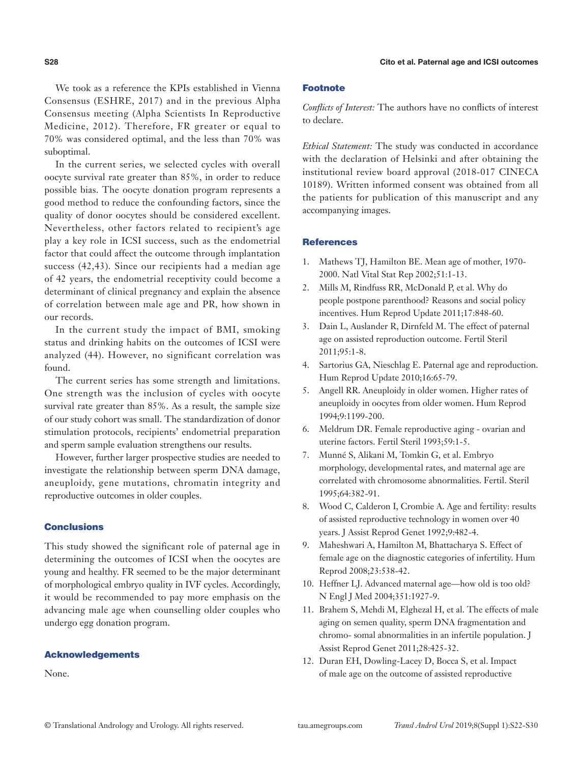We took as a reference the KPIs established in Vienna Consensus (ESHRE, 2017) and in the previous Alpha Consensus meeting (Alpha Scientists In Reproductive Medicine, 2012). Therefore, FR greater or equal to 70% was considered optimal, and the less than 70% was suboptimal.

In the current series, we selected cycles with overall oocyte survival rate greater than 85%, in order to reduce possible bias. The oocyte donation program represents a good method to reduce the confounding factors, since the quality of donor oocytes should be considered excellent. Nevertheless, other factors related to recipient's age play a key role in ICSI success, such as the endometrial factor that could affect the outcome through implantation success (42,43). Since our recipients had a median age of 42 years, the endometrial receptivity could become a determinant of clinical pregnancy and explain the absence of correlation between male age and PR, how shown in our records.

In the current study the impact of BMI, smoking status and drinking habits on the outcomes of ICSI were analyzed (44). However, no significant correlation was found.

The current series has some strength and limitations. One strength was the inclusion of cycles with oocyte survival rate greater than 85%. As a result, the sample size of our study cohort was small. The standardization of donor stimulation protocols, recipients' endometrial preparation and sperm sample evaluation strengthens our results.

However, further larger prospective studies are needed to investigate the relationship between sperm DNA damage, aneuploidy, gene mutations, chromatin integrity and reproductive outcomes in older couples.

## Conclusions

This study showed the significant role of paternal age in determining the outcomes of ICSI when the oocytes are young and healthy. FR seemed to be the major determinant of morphological embryo quality in IVF cycles. Accordingly, it would be recommended to pay more emphasis on the advancing male age when counselling older couples who undergo egg donation program.

## Acknowledgements

None.

## Footnote

*Conflicts of Interest:* The authors have no conflicts of interest to declare.

*Ethical Statement:* The study was conducted in accordance with the declaration of Helsinki and after obtaining the institutional review board approval (2018-017 CINECA 10189). Written informed consent was obtained from all the patients for publication of this manuscript and any accompanying images.

## References

1. Mathews TJ, Hamilton BE. Mean age of mother, 1970-2000. Natl Vital Stat Rep 2002;51:1-13.
2. Mills M, Rindfuss RR, McDonald P, et al. Why do people postpone parenthood? Reasons and social policy incentives. Hum Reprod Update 2011;17:848-60.
3. Dain L, Auslander R, Dirnfeld M. The effect of paternal age on assisted reproduction outcome. Fertil Steril 2011;95:1-8.
4. Sartorius GA, Nieschlag E. Paternal age and reproduction. Hum Reprod Update 2010;16:65-79.
5. Angell RR. Aneuploidy in older women. Higher rates of aneuploidy in oocytes from older women. Hum Reprod 1994;9:1199-200.
6. Meldrum DR. Female reproductive aging - ovarian and uterine factors. Fertil Steril 1993;59:1-5.
7. Munné S, Alikani M, Tomkin G, et al. Embryo morphology, developmental rates, and maternal age are correlated with chromosome abnormalities. Fertil. Steril 1995;64:382-91.
8. Wood C, Calderon I, Crombie A. Age and fertility: results of assisted reproductive technology in women over 40 years. J Assist Reprod Genet 1992;9:482-4.
9. Maheshwari A, Hamilton M, Bhattacharya S. Effect of female age on the diagnostic categories of infertility. Hum Reprod 2008;23:538-42.
10. Heffner LJ. Advanced maternal age—how old is too old? N Engl J Med 2004;351:1927-9.
11. Brahem S, Mehdi M, Elghezal H, et al. The effects of male aging on semen quality, sperm DNA fragmentation and chromo- somal abnormalities in an infertile population. J Assist Reprod Genet 2011;28:425-32.
12. Duran EH, Dowling-Lacey D, Bocca S, et al. Impact of male age on the outcome of assisted reproductive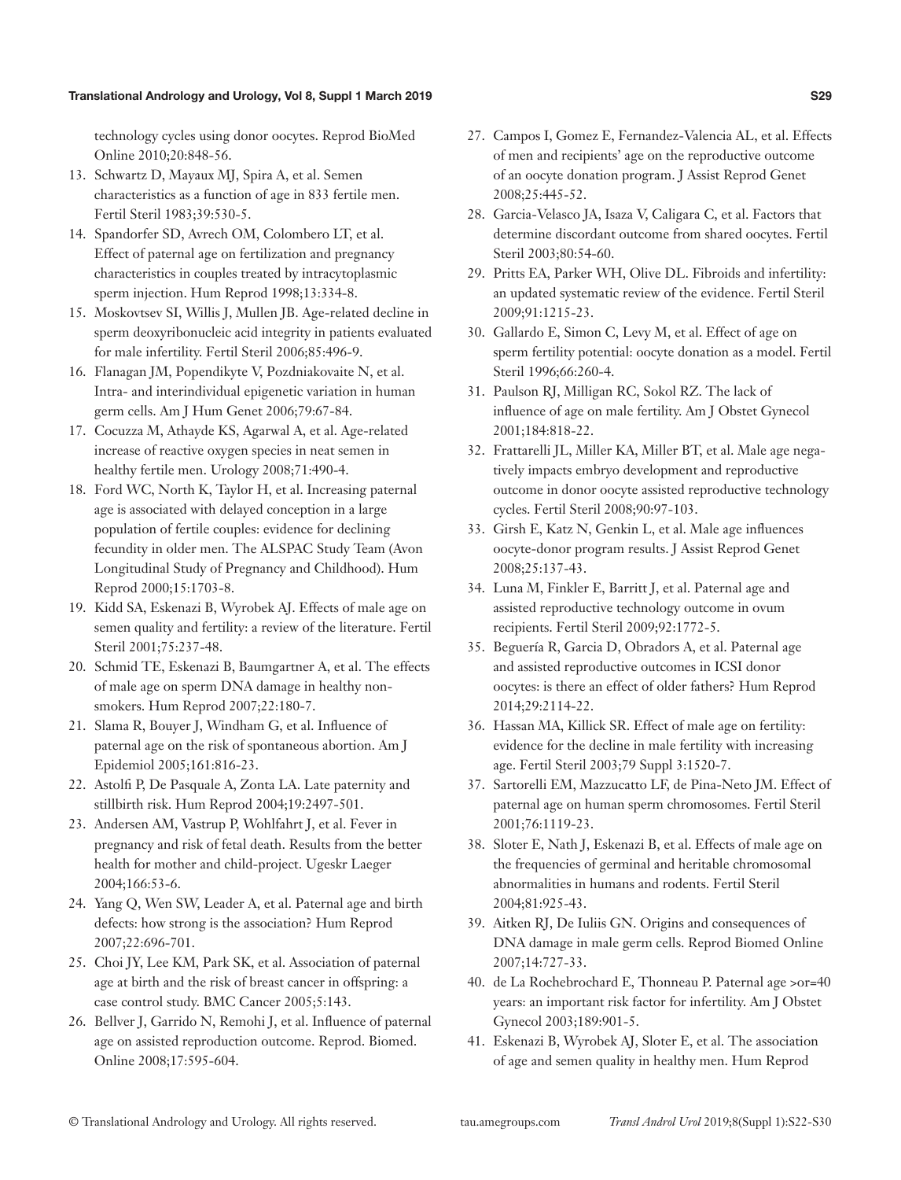technology cycles using donor oocytes. Reprod BioMed Online 2010;20:848-56.

13. Schwartz D, Mayaux MJ, Spira A, et al. Semen characteristics as a function of age in 833 fertile men. Fertil Steril 1983;39:530-5.
14. Spandorfer SD, Avrech OM, Colombero LT, et al. Effect of paternal age on fertilization and pregnancy characteristics in couples treated by intracytoplasmic sperm injection. Hum Reprod 1998;13:334-8.
15. Moskovtsev SI, Willis J, Mullen JB. Age-related decline in sperm deoxyribonucleic acid integrity in patients evaluated for male infertility. Fertil Steril 2006;85:496-9.
16. Flanagan JM, Popendikyte V, Pozdniakovaite N, et al. Intra- and interindividual epigenetic variation in human germ cells. Am J Hum Genet 2006;79:67-84.
17. Cocuzza M, Athayde KS, Agarwal A, et al. Age-related increase of reactive oxygen species in neat semen in healthy fertile men. Urology 2008;71:490-4.
18. Ford WC, North K, Taylor H, et al. Increasing paternal age is associated with delayed conception in a large population of fertile couples: evidence for declining fecundity in older men. The ALSPAC Study Team (Avon Longitudinal Study of Pregnancy and Childhood). Hum Reprod 2000;15:1703-8.
19. Kidd SA, Eskenazi B, Wyrobek AJ. Effects of male age on semen quality and fertility: a review of the literature. Fertil Steril 2001;75:237-48.
20. Schmid TE, Eskenazi B, Baumgartner A, et al. The effects of male age on sperm DNA damage in healthy non-smokers. Hum Reprod 2007;22:180-7.
21. Slama R, Bouyer J, Windham G, et al. Influence of paternal age on the risk of spontaneous abortion. Am J Epidemiol 2005;161:816-23.
22. Astolfi P, De Pasquale A, Zonta LA. Late paternity and stillbirth risk. Hum Reprod 2004;19:2497-501.
23. Andersen AM, Vastrup P, Wohlfahrt J, et al. Fever in pregnancy and risk of fetal death. Results from the better health for mother and child-project. Ugeskr Laeger 2004;166:53-6.
24. Yang Q, Wen SW, Leader A, et al. Paternal age and birth defects: how strong is the association? Hum Reprod 2007;22:696-701.
25. Choi JY, Lee KM, Park SK, et al. Association of paternal age at birth and the risk of breast cancer in offspring: a case control study. BMC Cancer 2005;5:143.
26. Bellver J, Garrido N, Remohi J, et al. Influence of paternal age on assisted reproduction outcome. Reprod. Biomed. Online 2008;17:595-604.
27. Campos I, Gomez E, Fernandez-Valencia AL, et al. Effects of men and recipients' age on the reproductive outcome of an oocyte donation program. J Assist Reprod Genet 2008;25:445-52.
28. Garcia-Velasco JA, Isaza V, Caligara C, et al. Factors that determine discordant outcome from shared oocytes. Fertil Steril 2003;80:54-60.
29. Pritts EA, Parker WH, Olive DL. Fibroids and infertility: an updated systematic review of the evidence. Fertil Steril 2009;91:1215-23.
30. Gallardo E, Simon C, Levy M, et al. Effect of age on sperm fertility potential: oocyte donation as a model. Fertil Steril 1996;66:260-4.
31. Paulson RJ, Milligan RC, Sokol RZ. The lack of influence of age on male fertility. Am J Obstet Gynecol 2001;184:818-22.
32. Frattarelli JL, Miller KA, Miller BT, et al. Male age negatively impacts embryo development and reproductive outcome in donor oocyte assisted reproductive technology cycles. Fertil Steril 2008;90:97-103.
33. Girsh E, Katz N, Genkin L, et al. Male age influences oocyte-donor program results. J Assist Reprod Genet 2008;25:137-43.
34. Luna M, Finkler E, Barritt J, et al. Paternal age and assisted reproductive technology outcome in ovum recipients. Fertil Steril 2009;92:1772-5.
35. Beguería R, Garcia D, Obradors A, et al. Paternal age and assisted reproductive outcomes in ICSI donor oocytes: is there an effect of older fathers? Hum Reprod 2014;29:2114-22.
36. Hassan MA, Killick SR. Effect of male age on fertility: evidence for the decline in male fertility with increasing age. Fertil Steril 2003;79 Suppl 3:1520-7.
37. Sartorelli EM, Mazzucatto LF, de Pina-Neto JM. Effect of paternal age on human sperm chromosomes. Fertil Steril 2001;76:1119-23.
38. Sloter E, Nath J, Eskenazi B, et al. Effects of male age on the frequencies of germinal and heritable chromosomal abnormalities in humans and rodents. Fertil Steril 2004;81:925-43.
39. Aitken RJ, De Iuliis GN. Origins and consequences of DNA damage in male germ cells. Reprod Biomed Online 2007;14:727-33.
40. de La Rochebrochard E, Thonneau P. Paternal age >or=40 years: an important risk factor for infertility. Am J Obstet Gynecol 2003;189:901-5.
41. Eskenazi B, Wyrobek AJ, Sloter E, et al. The association of age and semen quality in healthy men. Hum Reprod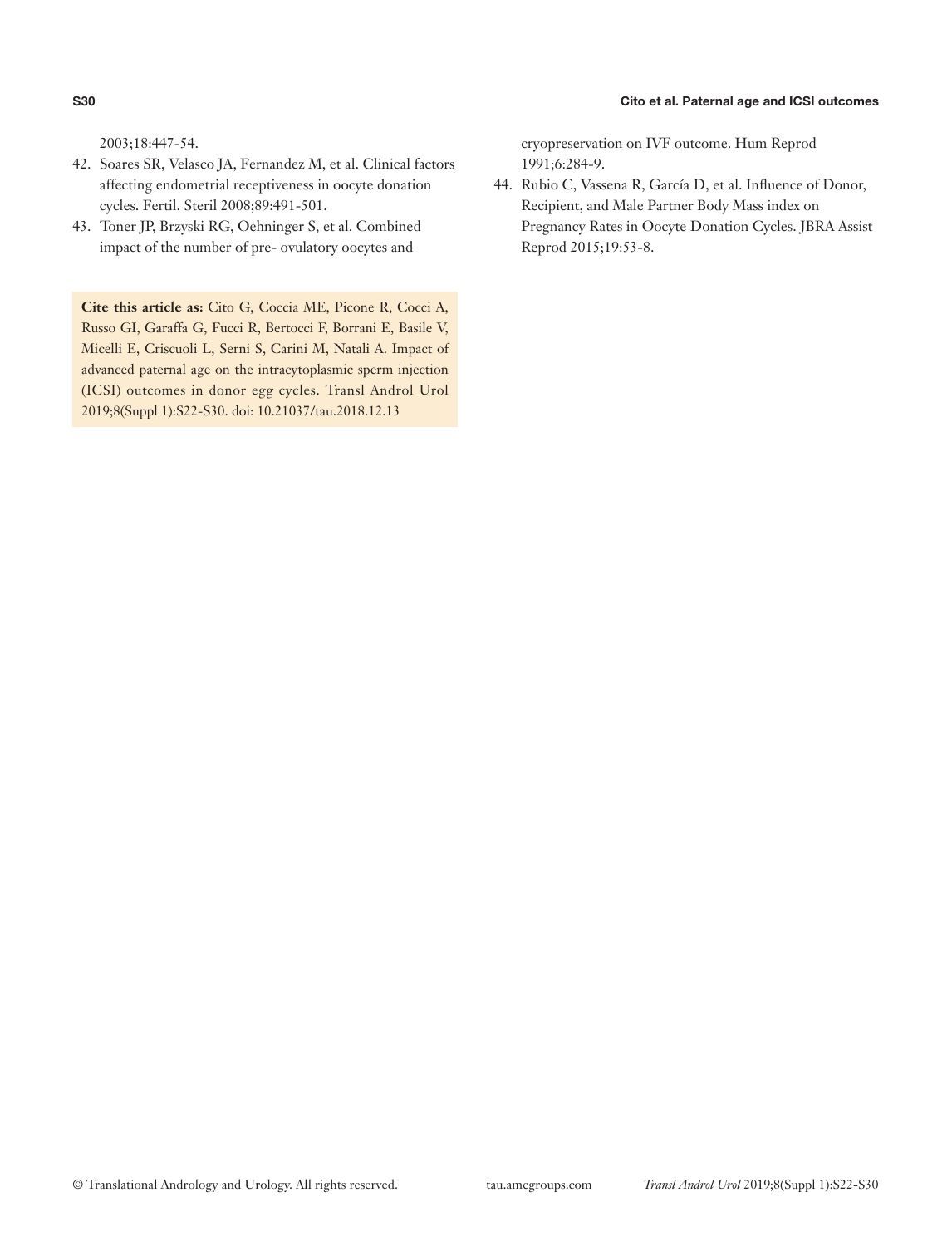2003;18:447-54.

42. Soares SR, Velasco JA, Fernandez M, et al. Clinical factors affecting endometrial receptiveness in oocyte donation cycles. Fertil. Steril 2008;89:491-501.
43. Toner JP, Brzyski RG, Oehninger S, et al. Combined impact of the number of pre- ovulatory oocytes and cryopreservation on IVF outcome. Hum Reprod 1991;6:284-9.
44. Rubio C, Vassena R, García D, et al. Influence of Donor, Recipient, and Male Partner Body Mass index on Pregnancy Rates in Oocyte Donation Cycles. JBRA Assist Reprod 2015;19:53-8.

**Cite this article as:** Cito G, Coccia ME, Picone R, Cocci A, Russo GI, Garaffa G, Fucci R, Bertocci F, Borrani E, Basile V, Micelli E, Criscuoli L, Serni S, Carini M, Natali A. Impact of advanced paternal age on the intracytoplasmic sperm injection (ICSI) outcomes in donor egg cycles. Transl Androl Urol 2019;8(Suppl 1):S22-S30. doi: 10.21037/tau.2018.12.13